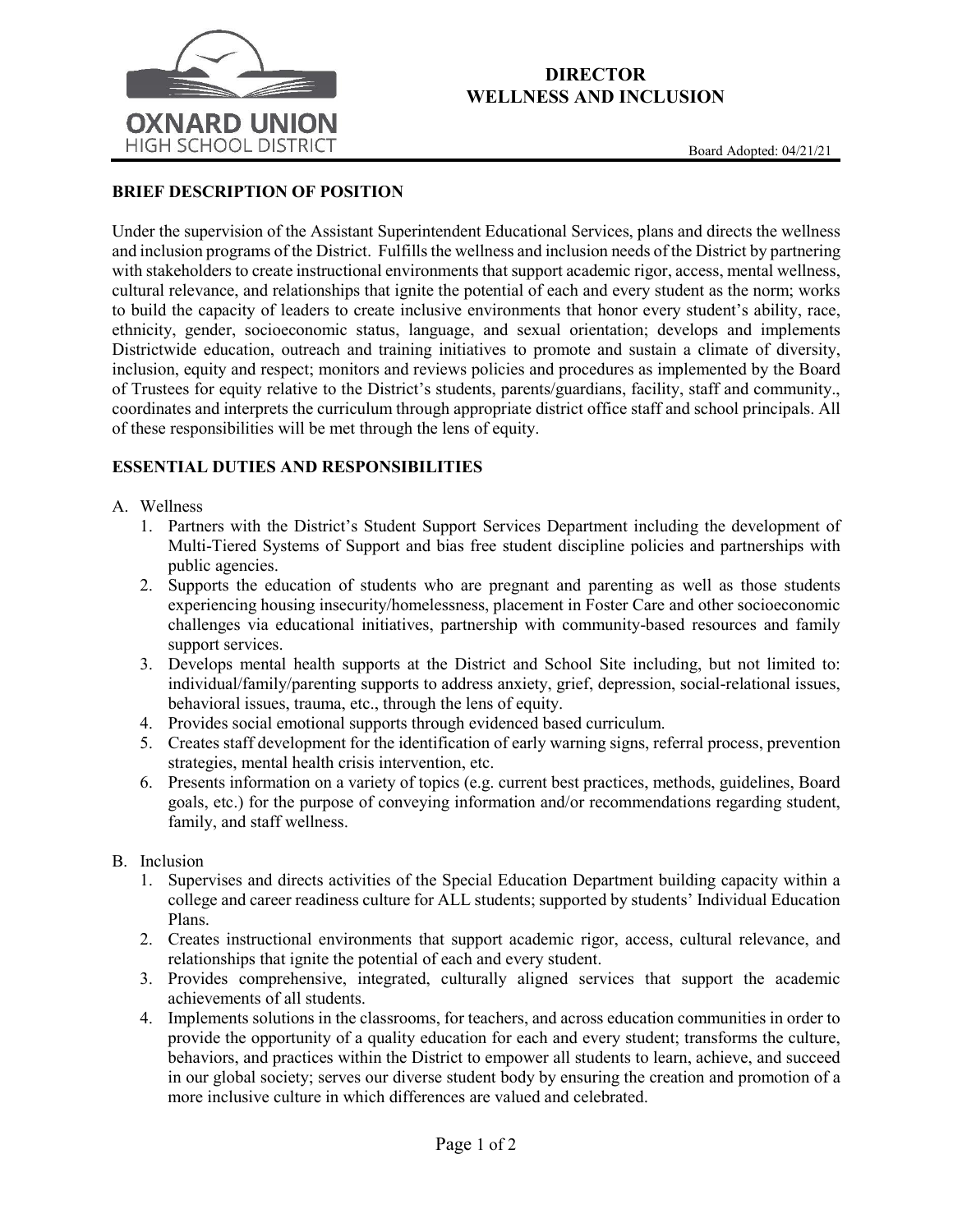# DIRECTOR
# WELLNESS AND INCLUSION

Board Adopted: 04/21/21

## BRIEF DESCRIPTION OF POSITION

Under the supervision of the Assistant Superintendent Educational Services, plans and directs the wellness and inclusion programs of the District. Fulfills the wellness and inclusion needs of the District by partnering with stakeholders to create instructional environments that support academic rigor, access, mental wellness, cultural relevance, and relationships that ignite the potential of each and every student as the norm; works to build the capacity of leaders to create inclusive environments that honor every student's ability, race, ethnicity, gender, socioeconomic status, language, and sexual orientation; develops and implements Districtwide education, outreach and training initiatives to promote and sustain a climate of diversity, inclusion, equity and respect; monitors and reviews policies and procedures as implemented by the Board of Trustees for equity relative to the District's students, parents/guardians, facility, staff and community., coordinates and interprets the curriculum through appropriate district office staff and school principals. All of these responsibilities will be met through the lens of equity.

## ESSENTIAL DUTIES AND RESPONSIBILITIES

A. Wellness
   1. Partners with the District's Student Support Services Department including the development of Multi-Tiered Systems of Support and bias free student discipline policies and partnerships with public agencies.
   2. Supports the education of students who are pregnant and parenting as well as those students experiencing housing insecurity/homelessness, placement in Foster Care and other socioeconomic challenges via educational initiatives, partnership with community-based resources and family support services.
   3. Develops mental health supports at the District and School Site including, but not limited to: individual/family/parenting supports to address anxiety, grief, depression, social-relational issues, behavioral issues, trauma, etc., through the lens of equity.
   4. Provides social emotional supports through evidenced based curriculum.
   5. Creates staff development for the identification of early warning signs, referral process, prevention strategies, mental health crisis intervention, etc.
   6. Presents information on a variety of topics (e.g. current best practices, methods, guidelines, Board goals, etc.) for the purpose of conveying information and/or recommendations regarding student, family, and staff wellness.

B. Inclusion
   1. Supervises and directs activities of the Special Education Department building capacity within a college and career readiness culture for ALL students; supported by students' Individual Education Plans.
   2. Creates instructional environments that support academic rigor, access, cultural relevance, and relationships that ignite the potential of each and every student.
   3. Provides comprehensive, integrated, culturally aligned services that support the academic achievements of all students.
   4. Implements solutions in the classrooms, for teachers, and across education communities in order to provide the opportunity of a quality education for each and every student; transforms the culture, behaviors, and practices within the District to empower all students to learn, achieve, and succeed in our global society; serves our diverse student body by ensuring the creation and promotion of a more inclusive culture in which differences are valued and celebrated.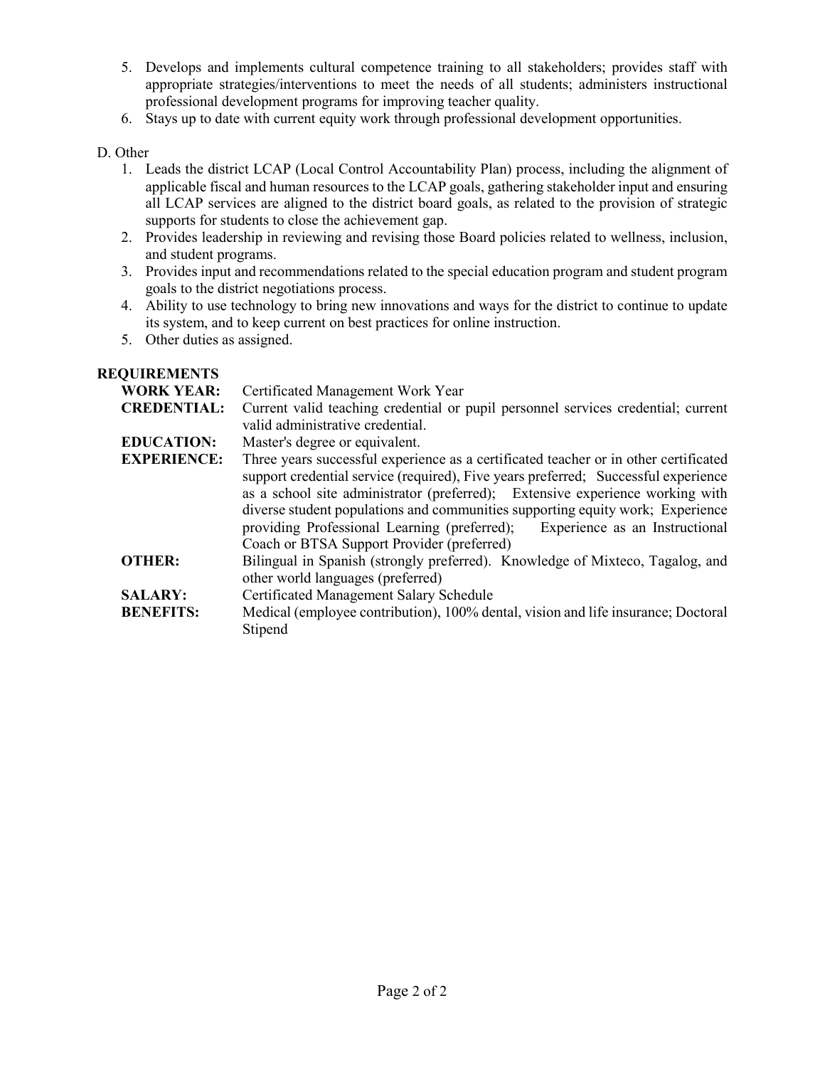5. Develops and implements cultural competence training to all stakeholders; provides staff with appropriate strategies/interventions to meet the needs of all students; administers instructional professional development programs for improving teacher quality.
6. Stays up to date with current equity work through professional development opportunities.

D. Other

1. Leads the district LCAP (Local Control Accountability Plan) process, including the alignment of applicable fiscal and human resources to the LCAP goals, gathering stakeholder input and ensuring all LCAP services are aligned to the district board goals, as related to the provision of strategic supports for students to close the achievement gap.
2. Provides leadership in reviewing and revising those Board policies related to wellness, inclusion, and student programs.
3. Provides input and recommendations related to the special education program and student program goals to the district negotiations process.
4. Ability to use technology to bring new innovations and ways for the district to continue to update its system, and to keep current on best practices for online instruction.
5. Other duties as assigned.

**REQUIREMENTS**

| | |
|---|---|
| **WORK YEAR:** | Certificated Management Work Year |
| **CREDENTIAL:** | Current valid teaching credential or pupil personnel services credential; current valid administrative credential. |
| **EDUCATION:** | Master's degree or equivalent. |
| **EXPERIENCE:** | Three years successful experience as a certificated teacher or in other certificated support credential service (required), Five years preferred; Successful experience as a school site administrator (preferred); Extensive experience working with diverse student populations and communities supporting equity work; Experience providing Professional Learning (preferred); Experience as an Instructional Coach or BTSA Support Provider (preferred) |
| **OTHER:** | Bilingual in Spanish (strongly preferred). Knowledge of Mixteco, Tagalog, and other world languages (preferred) |
| **SALARY:** | Certificated Management Salary Schedule |
| **BENEFITS:** | Medical (employee contribution), 100% dental, vision and life insurance; Doctoral Stipend |